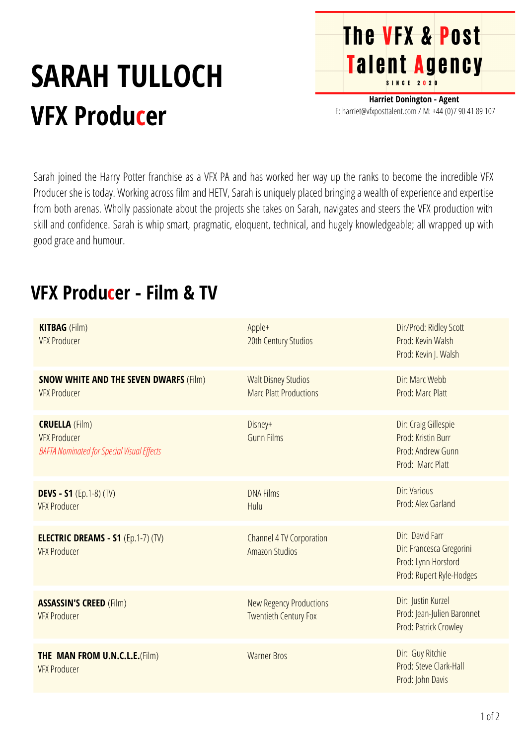# SARAH TULLOCH

## VFX Producer

**The VFX & Post Talent Agency**
SINCE 2020

**Harriet Donington - Agent**
E: harriet@vfxposttalent.com / M: +44 (0)7 90 41 89 107

Sarah joined the Harry Potter franchise as a VFX PA and has worked her way up the ranks to become the incredible VFX Producer she is today. Working across film and HETV, Sarah is uniquely placed bringing a wealth of experience and expertise from both arenas. Wholly passionate about the projects she takes on Sarah, navigates and steers the VFX production with skill and confidence. Sarah is whip smart, pragmatic, eloquent, technical, and hugely knowledgeable; all wrapped up with good grace and humour.

## VFX Producer - Film & TV

| | | |
|---|---|---|
| **KITBAG** (Film)<br>VFX Producer | Apple+<br>20th Century Studios | Dir/Prod: Ridley Scott<br>Prod: Kevin Walsh<br>Prod: Kevin J. Walsh |
| **SNOW WHITE AND THE SEVEN DWARFS** (Film)<br>VFX Producer | Walt Disney Studios<br>Marc Platt Productions | Dir: Marc Webb<br>Prod: Marc Platt |
| **CRUELLA** (Film)<br>VFX Producer<br>*BAFTA Nominated for Special Visual Effects* | Disney+<br>Gunn Films | Dir: Craig Gillespie<br>Prod: Kristin Burr<br>Prod: Andrew Gunn<br>Prod: Marc Platt |
| **DEVS - S1** (Ep.1-8) (TV)<br>VFX Producer | DNA Films<br>Hulu | Dir: Various<br>Prod: Alex Garland |
| **ELECTRIC DREAMS - S1** (Ep.1-7) (TV)<br>VFX Producer | Channel 4 TV Corporation<br>Amazon Studios | Dir: David Farr<br>Dir: Francesca Gregorini<br>Prod: Lynn Horsford<br>Prod: Rupert Ryle-Hodges |
| **ASSASSIN'S CREED** (Film)<br>VFX Producer | New Regency Productions<br>Twentieth Century Fox | Dir: Justin Kurzel<br>Prod: Jean-Julien Baronnet<br>Prod: Patrick Crowley |
| **THE MAN FROM U.N.C.L.E.** (Film)<br>VFX Producer | Warner Bros | Dir: Guy Ritchie<br>Prod: Steve Clark-Hall<br>Prod: John Davis |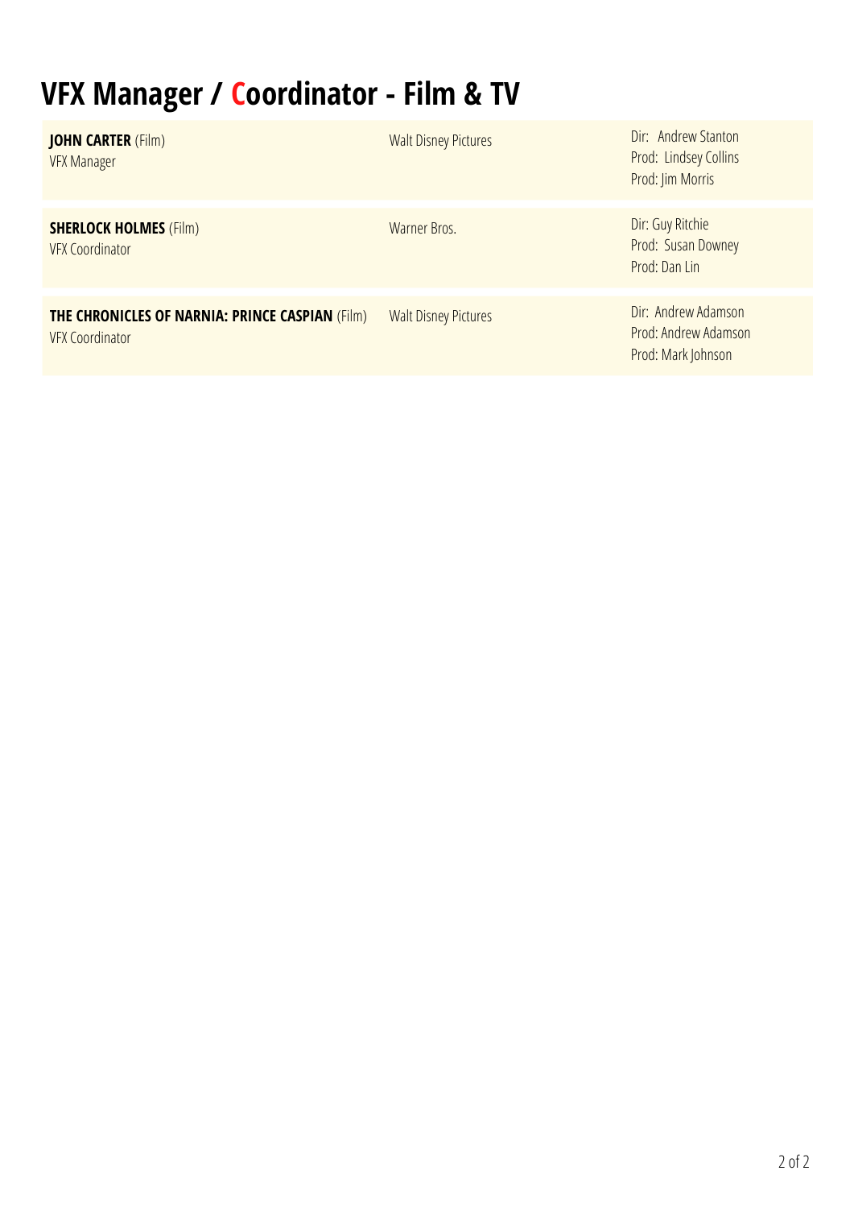# VFX Manager / Coordinator - Film & TV

| | | |
|---|---|---|
| **JOHN CARTER** (Film)<br>VFX Manager | Walt Disney Pictures | Dir: Andrew Stanton<br>Prod: Lindsey Collins<br>Prod: Jim Morris |
| **SHERLOCK HOLMES** (Film)<br>VFX Coordinator | Warner Bros. | Dir: Guy Ritchie<br>Prod: Susan Downey<br>Prod: Dan Lin |
| **THE CHRONICLES OF NARNIA: PRINCE CASPIAN** (Film)<br>VFX Coordinator | Walt Disney Pictures | Dir: Andrew Adamson<br>Prod: Andrew Adamson<br>Prod: Mark Johnson |